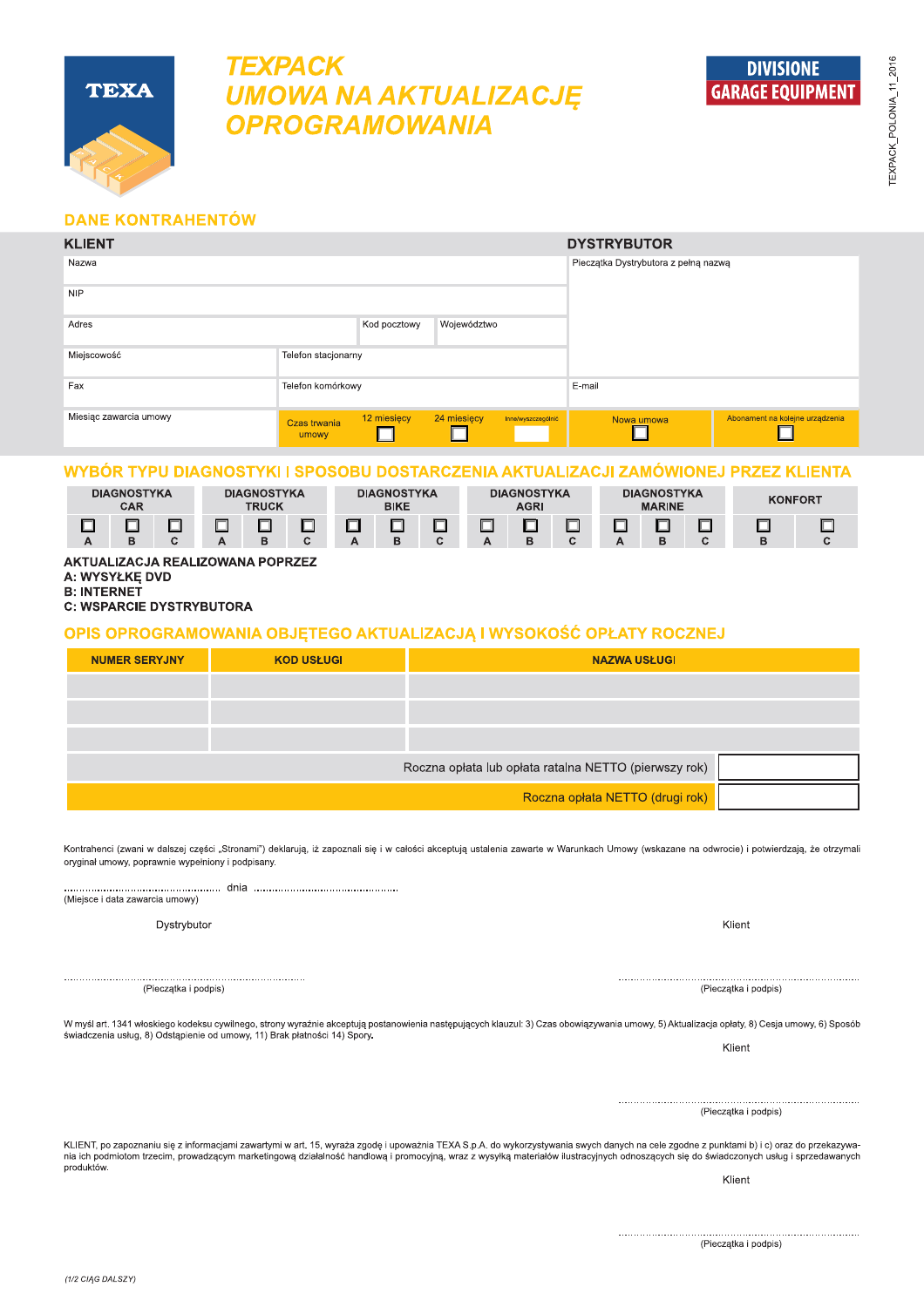TEXA

# TEXPACK
# UMOWA NA AKTUALIZACJĘ OPROGRAMOWANIA

DIVISIONE GARAGE EQUIPMENT

TEXPACK_POLONIA_11_2016

## DANE KONTRAHENTÓW

| KLIENT | | | | DYSTRYBUTOR | |
|---|---|---|---|---|---|
| Nazwa | | | | Pieczątka Dystrybutora z pełną nazwą | |
| NIP | | | | | |
| Adres | | Kod pocztowy | Województwo | | |
| Miejscowość | Telefon stacjonarny | | | | |
| Fax | Telefon komórkowy | | | E-mail | |
| Miesiąc zawarcia umowy | Czas trwania umowy | 12 miesięcy ☐ | 24 miesięcy ☐ / Inne/wyszczególnić | Nowa umowa ☐ | Abonament na kolejne urządzenia ☐ |

## WYBÓR TYPU DIAGNOSTYKI I SPOSOBU DOSTARCZENIA AKTUALIZACJI ZAMÓWIONEJ PRZEZ KLIENTA

| DIAGNOSTYKA CAR | | | DIAGNOSTYKA TRUCK | | | DIAGNOSTYKA BIKE | | | DIAGNOSTYKA AGRI | | | DIAGNOSTYKA MARINE | | | KONFORT | |
|---|---|---|---|---|---|---|---|---|---|---|---|---|---|---|---|---|
| ☐ A | ☐ B | ☐ C | ☐ A | ☐ B | ☐ C | ☐ A | ☐ B | ☐ C | ☐ A | ☐ B | ☐ C | ☐ A | ☐ B | ☐ C | ☐ B | ☐ C |

**AKTUALIZACJA REALIZOWANA POPRZEZ**
**A: WYSYŁKĘ DVD**
**B: INTERNET**
**C: WSPARCIE DYSTRYBUTORA**

## OPIS OPROGRAMOWANIA OBJĘTEGO AKTUALIZACJĄ I WYSOKOŚĆ OPŁATY ROCZNEJ

| NUMER SERYJNY | KOD USŁUGI | NAZWA USŁUGI |
|---|---|---|
| | | |
| | | |
| | | |
| | | Roczna opłata lub opłata ratalna NETTO (pierwszy rok) |
| | | Roczna opłata NETTO (drugi rok) |

Kontrahenci (zwani w dalszej części „Stronami") deklarują, iż zapoznali się i w całości akceptują ustalenia zawarte w Warunkach Umowy (wskazane na odwrocie) i potwierdzają, że otrzymali oryginał umowy, poprawnie wypełniony i podpisany.

.............................................. dnia ..............................................
(Miejsce i data zawarcia umowy)

Dystrybutor

..............................................
(Pieczątka i podpis)

Klient

..............................................
(Pieczątka i podpis)

W myśl art. 1341 włoskiego kodeksu cywilnego, strony wyraźnie akceptują postanowienia następujących klauzul: 3) Czas obowiązywania umowy, 5) Aktualizacja opłaty, 8) Cesja umowy, 6) Sposób świadczenia usług, 8) Odstąpienie od umowy, 11) Brak płatności 14) Spory.

Klient

..............................................
(Pieczątka i podpis)

KLIENT, po zapoznaniu się z informacjami zawartymi w art. 15, wyraża zgodę i upoważnia TEXA S.p.A. do wykorzystywania swych danych na cele zgodne z punktami b) i c) oraz do przekazywania ich podmiotom trzecim, prowadzącym marketingową działalność handlową i promocyjną, wraz z wysyłką materiałów ilustracyjnych odnoszących się do świadczonych usług i sprzedawanych produktów.

Klient

..............................................
(Pieczątka i podpis)

*(1/2 CIĄG DALSZY)*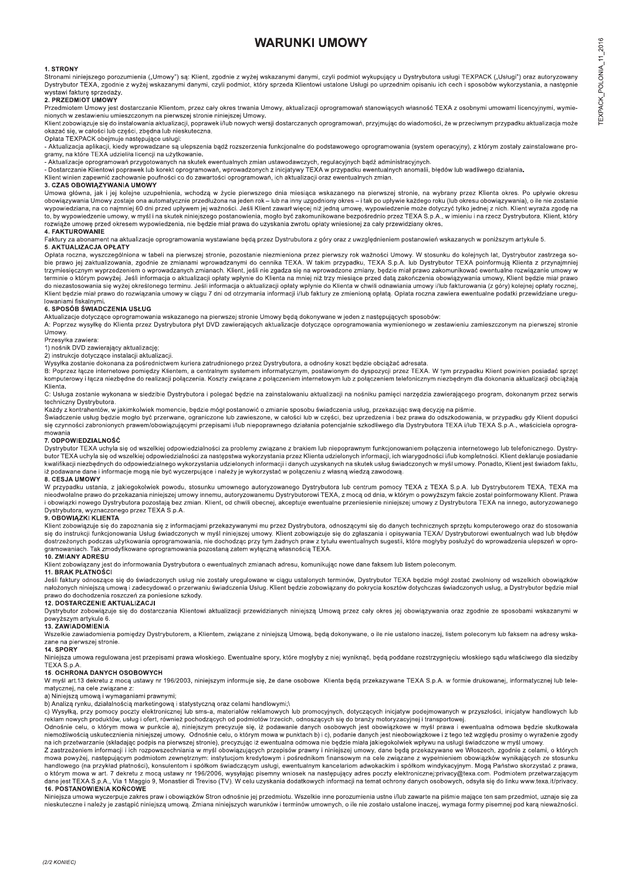# WARUNKI UMOWY

## 1. STRONY

Stronami niniejszego porozumienia („Umowy") są: Klient, zgodnie z wyżej wskazanymi danymi, czyli podmiot wykupujący u Dystrybutora usługi TEXPACK („Usługi") oraz autoryzowany Dystrybutor TEXA, zgodnie z wyżej wskazanymi danymi, czyli podmiot, który sprzeda Klientowi ustalone Usługi po uprzednim opisaniu ich cech i sposobów wykorzystania, a następnie wystawi fakturę sprzedaży.

## 2. PRZEDMIOT UMOWY

Przedmiotem Umowy jest dostarczanie Klientom, przez cały okres trwania Umowy, aktualizacji oprogramowań stanowiących własność TEXA z osobnymi umowami licencyjnymi, wymienionych w zestawieniu umieszczonym na pierwszej stronie niniejszej Umowy.

Klient zobowiązuje się do instalowania aktualizacji, poprawek i/lub nowych wersji dostarczanych oprogramowań, przyjmując do wiadomości, że w przeciwnym przypadku aktualizacja może okazać się, w całości lub części, zbędna lub nieskuteczna.

Opłata TEXPACK obejmuje następujące usługi:

- Aktualizacja aplikacji, kiedy wprowadzane są ulepszenia bądź rozszerzenia funkcjonalne do podstawowego oprogramowania (system operacyjny), z którym zostały zainstalowane programy, na które TEXA udzieliła licencji na użytkowanie.
- Aktualizacje oprogramowań przygotowanych na skutek ewentualnych zmian ustawodawczych, regulacyjnych bądź administracyjnych.
- Dostarczanie Klientowi poprawek lub korekt oprogramowań, wprowadzonych z inicjatywy TEXA w przypadku ewentualnych anomalii, błędów lub wadliwego działania.

Klient winien zapewnić zachowanie poufności co do zawartości oprogramowań, ich aktualizacji oraz ewentualnych zmian.

## 3. CZAS OBOWIĄZYWANIA UMOWY

Umowa główna, jak i jej kolejne uzupełnienia, wchodzą w życie pierwszego dnia miesiąca wskazanego na pierwszej stronie, na wybrany przez Klienta okres. Po upływie okresu obowiązywania Umowy zostaje ona automatycznie przedłużona na jeden rok – lub na inny uzgodniony okres – i tak po upływie każdego roku (lub okresu obowiązywania), o ile nie zostanie wypowiedziana, na co najmniej 60 dni przed upływem jej ważności. Jeśli Klient zawarł więcej niż jedną umowę, wypowiedzenie może dotyczyć tylko jednej z nich. Klient wyraża zgodę na to, by wypowiedzenie umowy, w myśl i na skutek niniejszego postanowienia, mogło być zakomunikowane bezpośrednio przez TEXA S.p.A., w imieniu i na rzecz Dystrybutora. Klient, który rozwiąże umowę przed okresem wypowiedzenia, nie będzie miał prawa do uzyskania zwrotu opłaty wniesionej za cały przewidziany okres.

## 4. FAKTUROWANIE

Faktury za abonament na aktualizacje oprogramowania wystawiane będą przez Dystrubutora z góry oraz z uwzględnieniem postanowień wskazanych w poniższym artykule 5.

## 5. AKTUALIZACJA OPŁATY

Opłata roczna, wyszczególniona w tabeli na pierwszej stronie, pozostanie niezmieniona przez pierwszy rok ważności Umowy. W stosunku do kolejnych lat, Dystrybutor zastrzega sobie prawo jej zaktualizowania, zgodnie ze zmianami wprowadzanymi do cennika TEXA. W takim przypadku, TEXA S.p.A. lub Dystrybutor TEXA poinformują Klienta z przynajmniej trzymiesięcznym wyprzedzeniem o wprowadzanych zmianach. Klient, jeśli nie zgadza się na wprowadzone zmiany, będzie miał prawo zakomunikować ewentualne rozwiązanie umowy w terminie o którym powyżej. Jeśli informacja o aktualizacji opłaty wpłynie do Klienta na mniej niż trzy miesiące przed datą zakończenia obowiązywania umowy, Klient będzie miał prawo do niezastosowania się wyżej określonego terminu. Jeśli informacja o aktualizacji opłaty wpłynie do Klienta w chwili odnawiania umowy i/lub fakturowania (z góry) kolejnej opłaty rocznej, Klient będzie miał prawo do rozwiązania umowy w ciągu 7 dni od otrzymania informacji i/lub faktury ze zmienioną opłatą. Opłata roczna zawiera ewentualne podatki przewidziane uregulowaniami fiskalnymi.

## 6. SPOSÓB ŚWIADCZENIA USŁUG

Aktualizacje dotyczące oprogramowania wskazanego na pierwszej stronie Umowy będą dokonywane w jeden z następujących sposobów:

A: Poprzez wysyłkę do Klienta przez Dystrybutora płyt DVD zawierających aktualizacje dotyczące oprogramowania wymienionego w zestawieniu zamieszczonym na pierwszej stronie Umowy.

Przesyłka zawiera:

1) nośnik DVD zawierający aktualizację;

2) instrukcje dotyczące instalacji aktualizacji.

Wysyłka zostanie dokonana za pośrednictwem kuriera zatrudnionego przez Dystrybutora, a odnośny koszt będzie obciążać adresata.

B: Poprzez łącze internetowe pomiędzy Klientem, a centralnym systemem informatycznym, postawionym do dyspozycji przez TEXA. W tym przypadku Klient powinien posiadać sprzęt komputerowy i łącza niezbędne do realizacji połączenia. Koszty związane z połączeniem internetowym lub z połączeniem telefonicznym niezbędnym dla dokonania aktualizacji obciążają Klienta.

C: Usługa zostanie wykonana w siedzibie Dystrybutora i polegać będzie na zainstalowaniu aktualizacji na nośniku pamięci narzędzia zawierającego program, dokonanym przez serwis techniczny Dystrybutora.

Każdy z kontrahentów, w jakimkolwiek momencie, będzie mógł postanowić o zmianie sposobu świadczenia usług, przekazując swą decyzję na piśmie.

Świadczenie usług będzie mogło być przerwane, ograniczone lub zawieszone, w całości lub w części, bez uprzedzenia i bez prawa do odszkodowania, w przypadku gdy Klient dopuści się czynności zabronionych prawem/obowiązującymi przepisami i/lub niepoprawnego działania potencjalnie szkodliwego dla Dystrybutora TEXA i/lub TEXA S.p.A., właściciela oprogramowania

## 7. ODPOWIEDZIALNOŚĆ

Dystrybutor TEXA uchyla się od wszelkiej odpowiedzialności za problemy związane z brakiem lub niepoprawnym funkcjonowaniem połączenia internetowego lub telefonicznego. Dystrybutor TEXA uchyla się od wszelkiej odpowiedzialności za następstwa wykorzystania przez Klienta udzielonych informacji, ich wiarygodności i/lub kompletności. Klient deklaruje posiadanie kwalifikacji niezbędnych do odpowiedzialnego wykorzystania udzielonych informacji i danych uzyskanych na skutek usług świadczonych w myśl umowy. Ponadto, Klient jest świadom faktu, iż podawane dane i informacje mogą nie być wyczerpujące i należy je wykorzystać w połączeniu z własną wiedzą zawodową.

## 8. CESJA UMOWY

W przypadku ustania, z jakiegokolwiek powodu, stosunku umownego autoryzowanego Dystrybutora lub centrum pomocy TEXA z TEXA S.p.A. lub Dystrybutorem TEXA, TEXA ma nieodwołalne prawo do przekazania niniejszej umowy innemu, autoryzowanemu Dystrybutorowi TEXA, z mocą od dnia, w którym o powyższym fakcie został poinformowany Klient. Prawa i obowiązki nowego Dystrybutora pozostają bez zmian. Klient, od chwili obecnej, akceptuje ewentualne przeniesienie niniejszej umowy z Dystrybutora TEXA na innego, autoryzowanego Dystrybutora, wyznaczonego przez TEXA S.p.A.

## 9. OBOWIĄZKI KLIENTA

Klient zobowiązuje się do zapoznania się z informacjami przekazywanymi mu przez Dystrybutora, odnoszącymi się do danych technicznych sprzętu komputerowego oraz do stosowania się do instrukcji funkcjonowania Usług świadczonych w myśl niniejszej umowy. Klient zobowiązuje się do zgłaszania i opisywania TEXA/ Dystrybutorowi ewentualnych wad lub błędów dostrzeżonych podczas użytkowania oprogramowania, nie dochodząc przy tym żadnych praw z tytułu ewentualnych sugestii, które mogłyby posłużyć do wprowadzenia ulepszeń w oprogramowaniach. Tak zmodyfikowane oprogramowanie pozostaną zatem wyłączną własnością TEXA.

## 10. ZMIANY ADRESU

Klient zobowiązany jest do informowania Dystrybutora o ewentualnych zmianach adresu, komunikując nowe dane faksem lub listem poleconym.

## 11. BRAK PŁATNOŚCI

Jeśli faktury odnoszące się do świadczonych usług nie zostały uregulowane w ciągu ustalonych terminów, Dystrybutor TEXA będzie mógł zostać zwolniony od wszelkich obowiązków nałożonych niniejszą umową i zadecydować o przerwaniu świadczenia Usług. Klient będzie zobowiązany do pokrycia kosztów dotychczas świadczonych usług, a Dystrybutor będzie miał prawo do dochodzenia roszczeń za poniesione szkody.

## 12. DOSTARCZENIE AKTUALIZACJI

Dystrybutor zobowiązuje się do dostarczania Klientowi aktualizacji przewidzianych niniejszą Umową przez cały okres jej obowiązywania oraz zgodnie ze sposobami wskazanymi w powyższym artykule 6.

## 13. ZAWIADOMIENIA

Wszelkie zawiadomienia pomiędzy Dystrybutorem, a Klientem, związane z niniejszą Umową, będą dokonywane, o ile nie ustalono inaczej, listem poleconym lub faksem na adresy wskazane na pierwszej stronie.

## 14. SPORY

Niniejsza umowa regulowana jest przepisami prawa włoskiego. Ewentualne spory, które mogłyby z niej wyniknąć, będą poddane rozstrzygnięciu włoskiego sądu właściwego dla siedziby TEXA S.p.A.

## 15. OCHRONA DANYCH OSOBOWYCH

W myśl art.13 dekretu z mocą ustawy nr 196/2003, niniejszym informuje się, że dane osobowe Klienta będą przekazywane TEXA S.p.A. w formie drukowanej, informatycznej lub telematycznej, na cele związane z:

a) Niniejszą umową i wymaganiami prawnymi;

b) Analizą rynku, działalnością marketingową i statystyczną oraz celami handlowymi;\

c) Wysyłką, przy pomocy poczty elektronicznej lub sms-a, materiałów reklamowych lub promocyjnych, dotyczących inicjatyw podejmowanych w przyszłości, inicjatyw handlowych lub reklam nowych produktów, usług i ofert, również pochodzących od podmiotów trzecich, odnoszących się do branży motoryzacyjnej i transportowej.

Odnośnie celu, o którym mowa w punkcie a), niniejszym precyzuje się, iż podawanie danych osobowych jest obowiązkowe w myśl prawa i ewentualna odmowa będzie skutkowała niemożliwością uskutecznienia niniejszej umowy. Odnośnie celu, o którym mowa w punktach b) i c), podanie danych jest nieobowiązkowe i z tego też względu prosimy o wyrażenie zgody na ich przetwarzanie (składając podpis na pierwszej stronie), precyzując iż ewentualna odmowa nie będzie miała jakiegokolwiek wpływu na usługi świadczone w myśl umowy.

Z zastrzeżeniem informacji i ich rozpowszechniania w myśl obowiązujących przepisów prawny i niniejszej umowy, dane będą przekazywane we Włoszech, zgodnie z celami, o których mowa powyżej, następującym podmiotom zewnętrznym: instytucjom kredytowym i pośrednikom finansowym na cele związane z wypełnieniem obowiązków wynikających ze stosunku handlowego (na przykład płatności), konsulentom i spółkom świadczącym usługi, ewentualnym kancelariom adwokackim i spółkom windykacyjnym. Mogą Państwo skorzystać z prawa, o którym mowa w art. 7 dekretu z mocą ustawy nr 196/2006, wysyłając pisemny wniosek na następujący adres poczty elektronicznej:privacy@texa.com. Podmiotem przetwarzającym dane jest TEXA S.p.A., Via 1 Maggio 9, Monastier di Treviso (TV). W celu uzyskania dodatkowych informacji na temat ochrony danych osobowych, odsyła się do linku www.texa.it/privacy.

## 16. POSTANOWIENIA KOŃCOWE

Niniejsza umowa wyczerpuje zakres praw i obowiązków Stron odnośnie jej przedmiotu. Wszelkie inne porozumienia ustne i/lub zawarte na piśmie mające ten sam przedmiot, uznaje się za nieskuteczne i należy je zastąpić niniejszą umową. Zmiana niniejszych warunków i terminów umownych, o ile nie zostało ustalone inaczej, wymaga formy pisemnej pod karą nieważności.